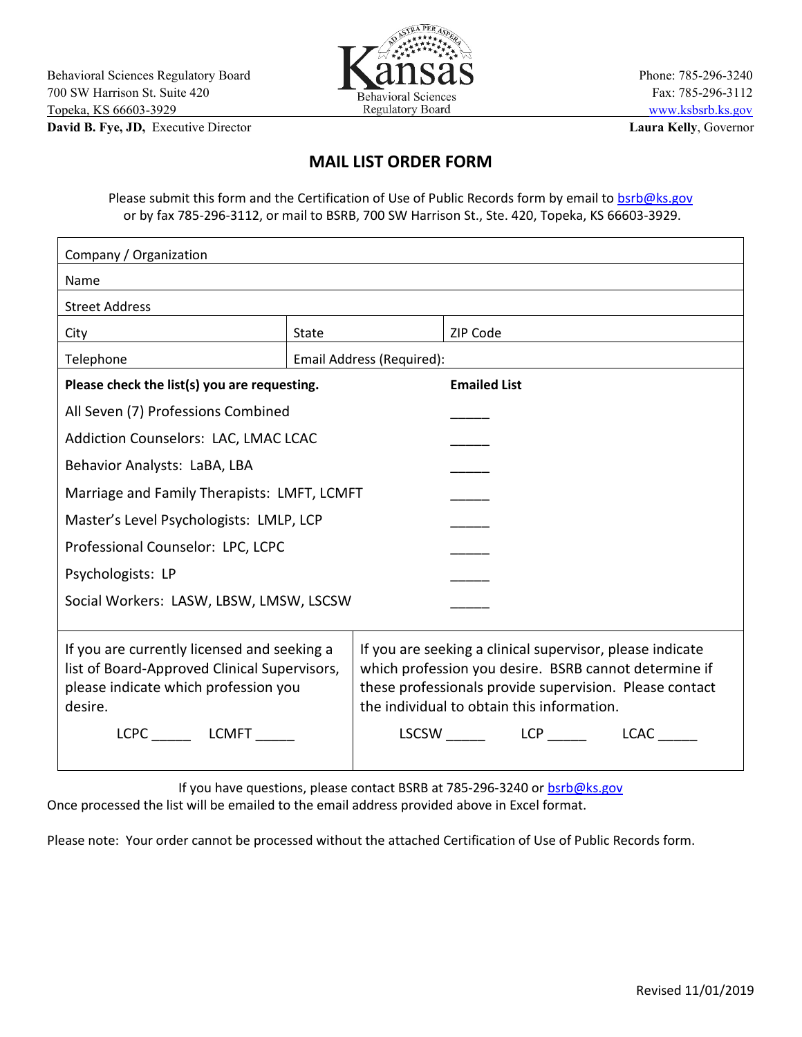Behavioral Sciences Regulatory Board
700 SW Harrison St. Suite 420
Topeka, KS 66603-3929
**David B. Fye, JD,** Executive Director

Kansas Behavioral Sciences Regulatory Board

Phone: 785-296-3240
Fax: 785-296-3112
www.ksbsrb.ks.gov
**Laura Kelly**, Governor

# MAIL LIST ORDER FORM

Please submit this form and the Certification of Use of Public Records form by email to bsrb@ks.gov or by fax 785-296-3112, or mail to BSRB, 700 SW Harrison St., Ste. 420, Topeka, KS 66603-3929.

| | | |
|---|---|---|
| Company / Organization | | |
| Name | | |
| Street Address | | |
| City | State | ZIP Code |
| Telephone | Email Address (Required): | |

| **Please check the list(s) you are requesting.** | **Emailed List** |
|---|---|
| All Seven (7) Professions Combined | _____ |
| Addiction Counselors: LAC, LMAC LCAC | _____ |
| Behavior Analysts: LaBA, LBA | _____ |
| Marriage and Family Therapists: LMFT, LCMFT | _____ |
| Master's Level Psychologists: LMLP, LCP | _____ |
| Professional Counselor: LPC, LCPC | _____ |
| Psychologists: LP | _____ |
| Social Workers: LASW, LBSW, LMSW, LSCSW | _____ |

| | |
|---|---|
| If you are currently licensed and seeking a list of Board-Approved Clinical Supervisors, please indicate which profession you desire. | If you are seeking a clinical supervisor, please indicate which profession you desire. BSRB cannot determine if these professionals provide supervision. Please contact the individual to obtain this information. |
| LCPC _____ LCMFT _____ | LSCSW _____ LCP _____ LCAC _____ |

If you have questions, please contact BSRB at 785-296-3240 or bsrb@ks.gov

Once processed the list will be emailed to the email address provided above in Excel format.

Please note: Your order cannot be processed without the attached Certification of Use of Public Records form.

Revised 11/01/2019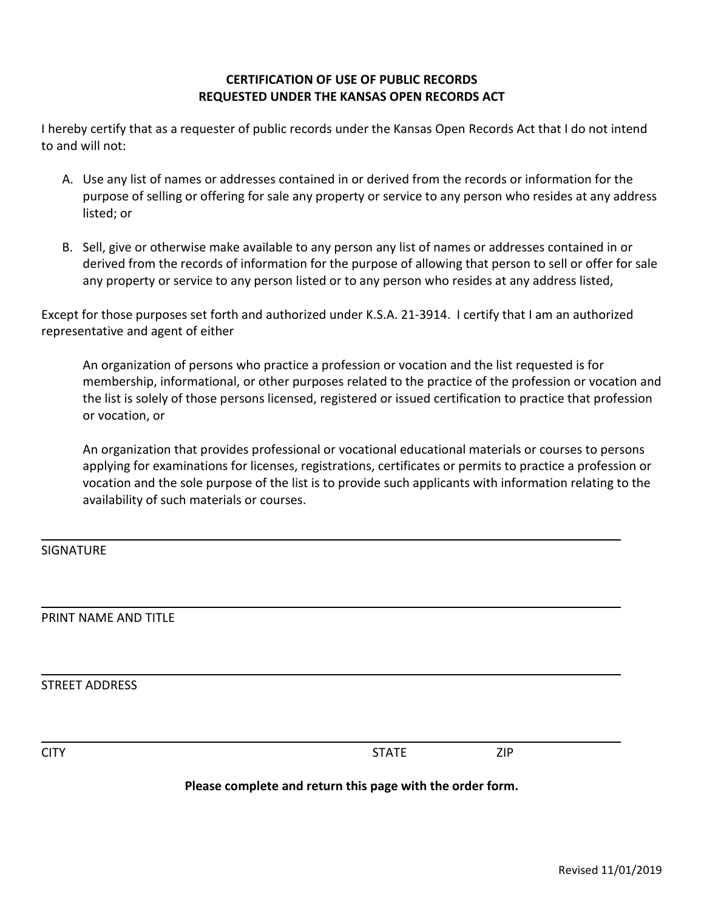## CERTIFICATION OF USE OF PUBLIC RECORDS
## REQUESTED UNDER THE KANSAS OPEN RECORDS ACT

I hereby certify that as a requester of public records under the Kansas Open Records Act that I do not intend to and will not:

A. Use any list of names or addresses contained in or derived from the records or information for the purpose of selling or offering for sale any property or service to any person who resides at any address listed; or

B. Sell, give or otherwise make available to any person any list of names or addresses contained in or derived from the records of information for the purpose of allowing that person to sell or offer for sale any property or service to any person listed or to any person who resides at any address listed,

Except for those purposes set forth and authorized under K.S.A. 21-3914. I certify that I am an authorized representative and agent of either

An organization of persons who practice a profession or vocation and the list requested is for membership, informational, or other purposes related to the practice of the profession or vocation and the list is solely of those persons licensed, registered or issued certification to practice that profession or vocation, or

An organization that provides professional or vocational educational materials or courses to persons applying for examinations for licenses, registrations, certificates or permits to practice a profession or vocation and the sole purpose of the list is to provide such applicants with information relating to the availability of such materials or courses.

_______________________________________________
SIGNATURE

_______________________________________________
PRINT NAME AND TITLE

_______________________________________________
STREET ADDRESS

_______________________________________________
CITY STATE ZIP

**Please complete and return this page with the order form.**

Revised 11/01/2019